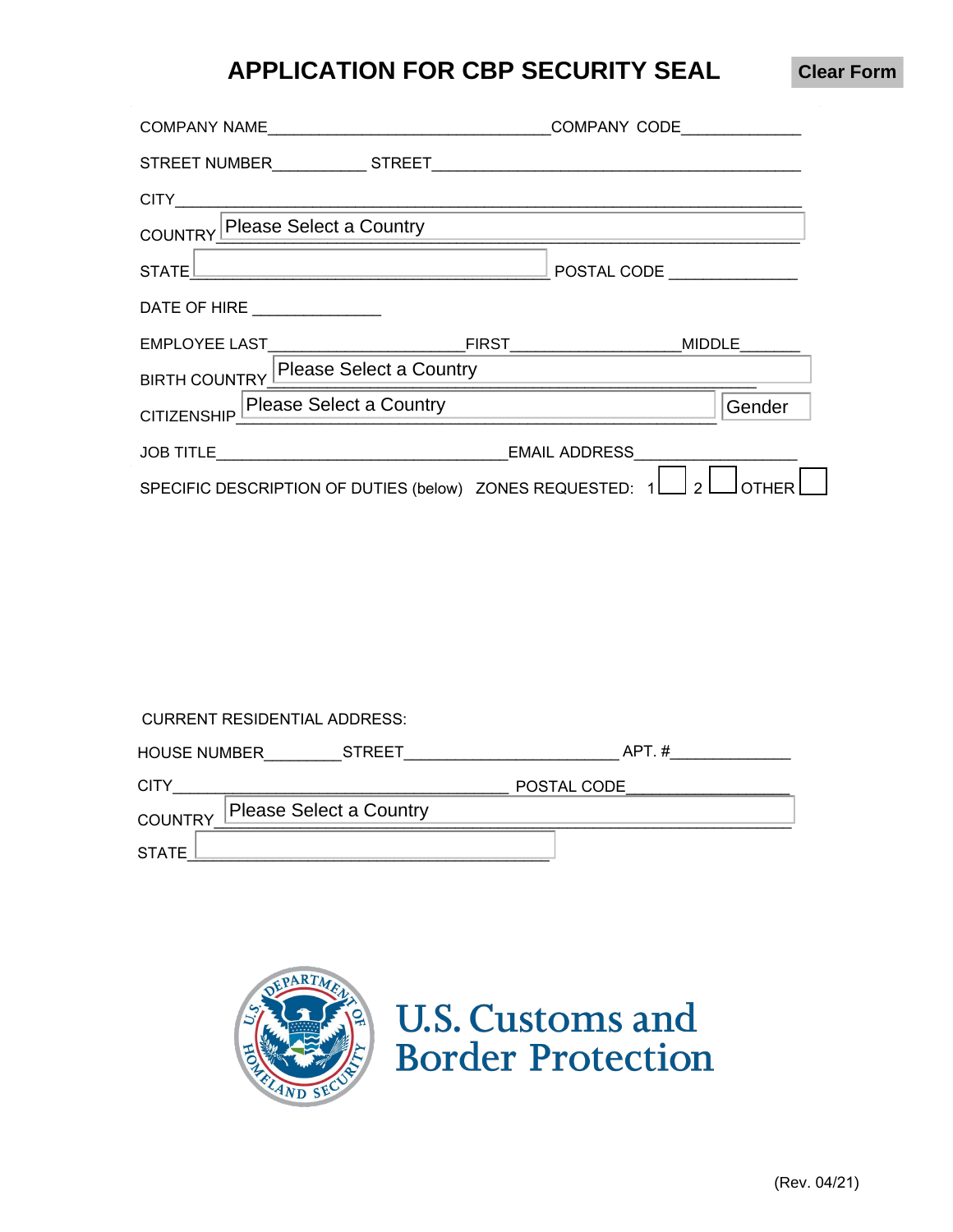# APPLICATION FOR CBP SECURITY SEAL

Clear Form

COMPANY NAME________________________________ COMPANY CODE_____________

STREET NUMBER__________ STREET_________________________________________

CITY______________________________________________________________________

COUNTRY Please Select a Country

STATE________________________________________ POSTAL CODE ______________

DATE OF HIRE ______________

EMPLOYEE LAST______________________ FIRST___________________ MIDDLE_______

BIRTH COUNTRY Please Select a Country

CITIZENSHIP Please Select a Country  Gender

JOB TITLE_________________________________ EMAIL ADDRESS__________________

SPECIFIC DESCRIPTION OF DUTIES (below) ZONES REQUESTED: 1 ☐ 2 ☐ OTHER ☐

CURRENT RESIDENTIAL ADDRESS:

HOUSE NUMBER________ STREET________________________ APT. #_____________

CITY____________________________________ POSTAL CODE__________________

COUNTRY Please Select a Country

STATE________________________________________

U.S. Customs and Border Protection

(Rev. 04/21)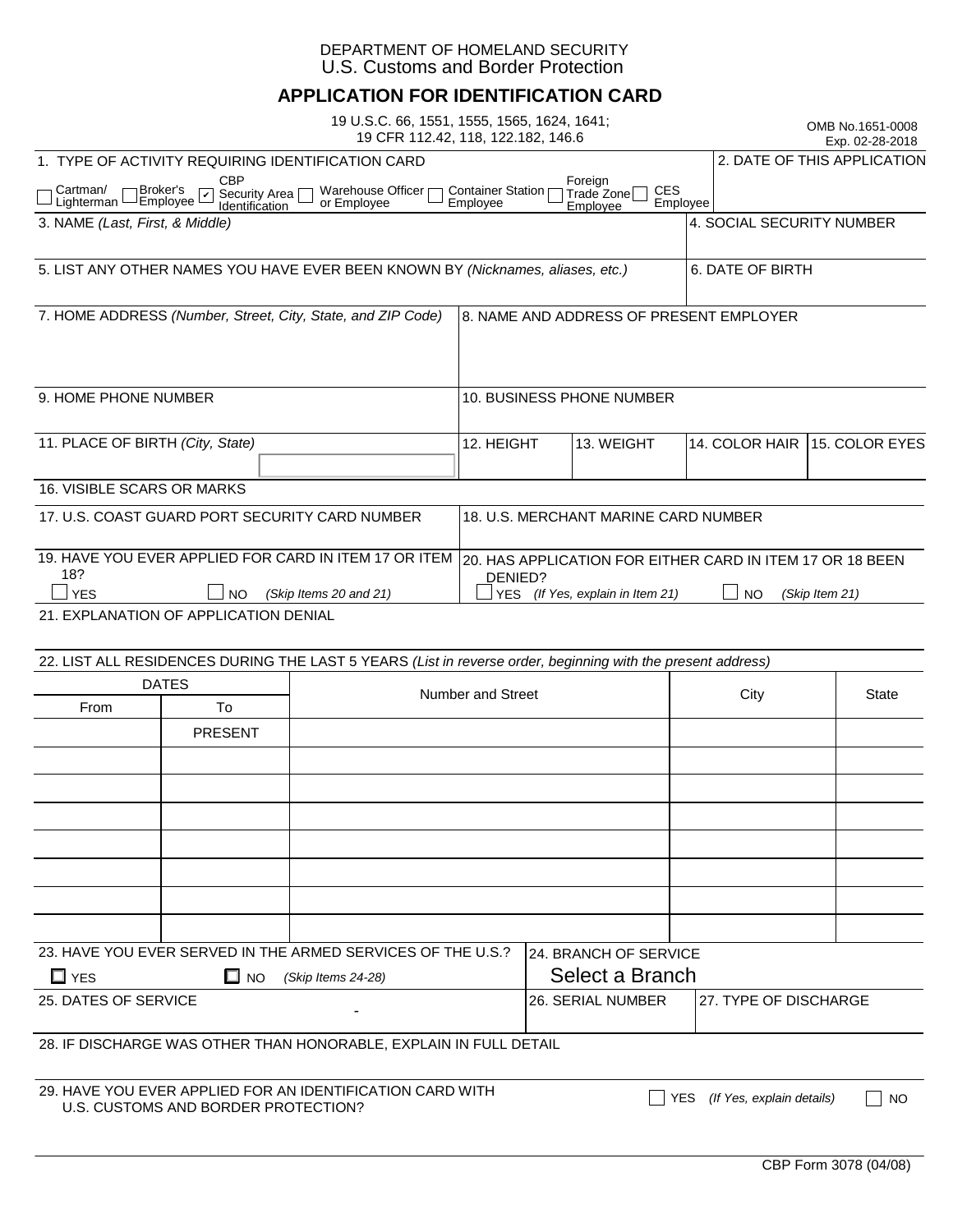DEPARTMENT OF HOMELAND SECURITY
U.S. Customs and Border Protection

# APPLICATION FOR IDENTIFICATION CARD

19 U.S.C. 66, 1551, 1555, 1565, 1624, 1641;
19 CFR 112.42, 118, 122.182, 146.6

OMB No.1651-0008
Exp. 02-28-2018

**1. TYPE OF ACTIVITY REQUIRING IDENTIFICATION CARD**

☐ Cartman/ Lighterman ☐ Broker's Employee ☑ CBP Security Area Identification ☐ Warehouse Officer or Employee ☐ Container Station Employee ☐ Foreign Trade Zone Employee ☐ CES Employee

**2. DATE OF THIS APPLICATION**

**3. NAME** *(Last, First, & Middle)*

**4. SOCIAL SECURITY NUMBER**

**5. LIST ANY OTHER NAMES YOU HAVE EVER BEEN KNOWN BY** *(Nicknames, aliases, etc.)*

**6. DATE OF BIRTH**

**7. HOME ADDRESS** *(Number, Street, City, State, and ZIP Code)*

**8. NAME AND ADDRESS OF PRESENT EMPLOYER**

**9. HOME PHONE NUMBER**

**10. BUSINESS PHONE NUMBER**

**11. PLACE OF BIRTH** *(City, State)*

| 12. HEIGHT | 13. WEIGHT | 14. COLOR HAIR | 15. COLOR EYES |
|---|---|---|---|
| | | | |

**16. VISIBLE SCARS OR MARKS**

**17. U.S. COAST GUARD PORT SECURITY CARD NUMBER**

**18. U.S. MERCHANT MARINE CARD NUMBER**

**19. HAVE YOU EVER APPLIED FOR CARD IN ITEM 17 OR ITEM 18?**
☐ YES ☐ NO *(Skip Items 20 and 21)*

**20. HAS APPLICATION FOR EITHER CARD IN ITEM 17 OR 18 BEEN DENIED?**
☐ YES *(If Yes, explain in Item 21)* ☐ NO *(Skip Item 21)*

**21. EXPLANATION OF APPLICATION DENIAL**

**22. LIST ALL RESIDENCES DURING THE LAST 5 YEARS** *(List in reverse order, beginning with the present address)*

| DATES | | Number and Street | City | State |
|---|---|---|---|---|
| From | To | | | |
| | PRESENT | | | |
| | | | | |
| | | | | |
| | | | | |
| | | | | |
| | | | | |
| | | | | |
| | | | | |

**23. HAVE YOU EVER SERVED IN THE ARMED SERVICES OF THE U.S.?**
☐ YES ☐ NO *(Skip Items 24-28)*

**24. BRANCH OF SERVICE**
Select a Branch

**25. DATES OF SERVICE**
-

**26. SERIAL NUMBER**

**27. TYPE OF DISCHARGE**

**28. IF DISCHARGE WAS OTHER THAN HONORABLE, EXPLAIN IN FULL DETAIL**

**29. HAVE YOU EVER APPLIED FOR AN IDENTIFICATION CARD WITH U.S. CUSTOMS AND BORDER PROTECTION?**
☐ YES *(If Yes, explain details)* ☐ NO

CBP Form 3078 (04/08)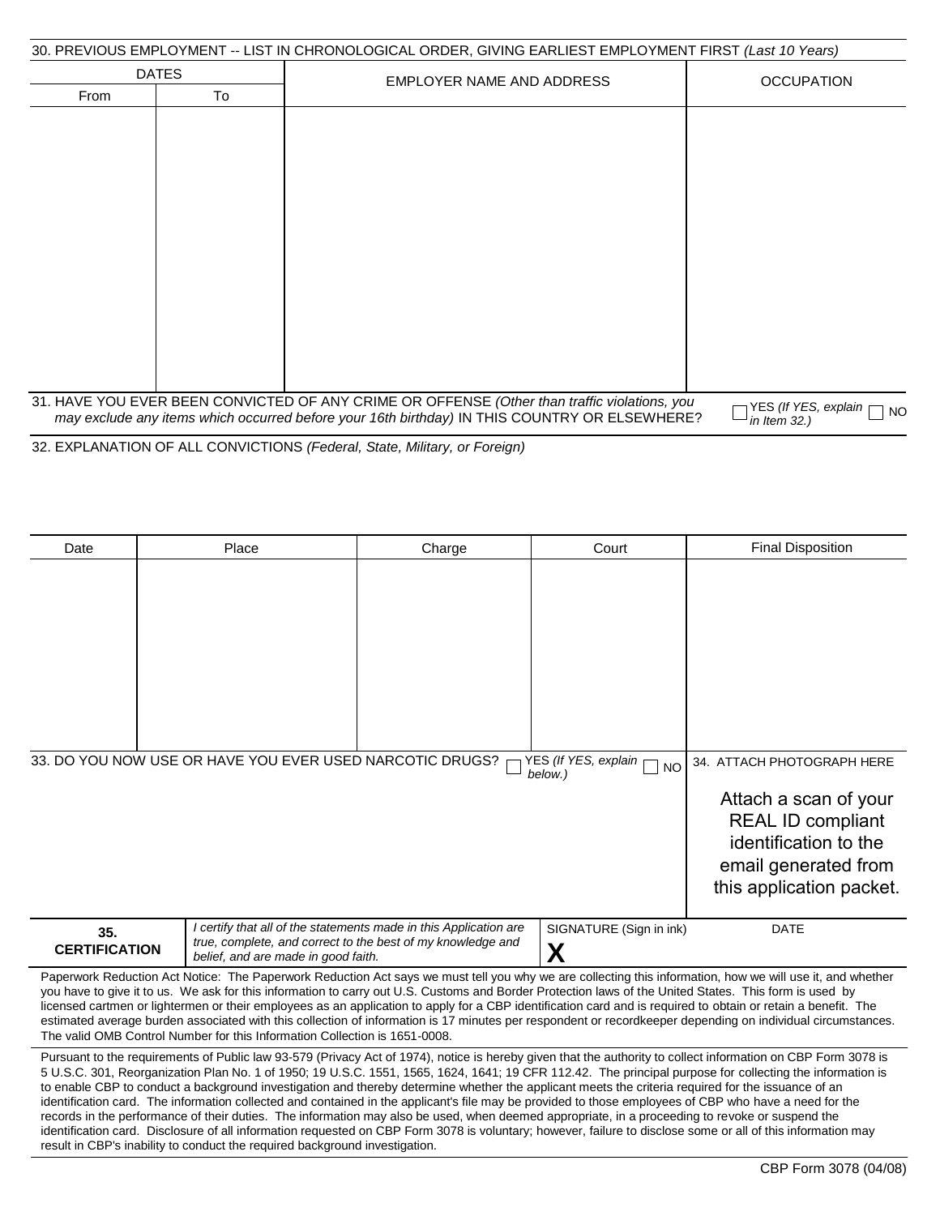**30. PREVIOUS EMPLOYMENT -- LIST IN CHRONOLOGICAL ORDER, GIVING EARLIEST EMPLOYMENT FIRST** *(Last 10 Years)*

| DATES | | EMPLOYER NAME AND ADDRESS | OCCUPATION |
|---|---|---|---|
| From | To | | |
| | | | |

**31. HAVE YOU EVER BEEN CONVICTED OF ANY CRIME OR OFFENSE** *(Other than traffic violations, you may exclude any items which occurred before your 16th birthday)* **IN THIS COUNTRY OR ELSEWHERE?** ☐ YES *(If YES, explain in Item 32.)* ☐ NO

**32. EXPLANATION OF ALL CONVICTIONS** *(Federal, State, Military, or Foreign)*

| Date | Place | Charge | Court | Final Disposition |
|---|---|---|---|---|
| | | | | |

**33. DO YOU NOW USE OR HAVE YOU EVER USED NARCOTIC DRUGS?** ☐ YES *(If YES, explain below.)* ☐ NO

**34. ATTACH PHOTOGRAPH HERE**

Attach a scan of your REAL ID compliant identification to the email generated from this application packet.

| 35. CERTIFICATION | *I certify that all of the statements made in this Application are true, complete, and correct to the best of my knowledge and belief, and are made in good faith.* | SIGNATURE (Sign in ink) **X** | DATE |
|---|---|---|---|

Paperwork Reduction Act Notice: The Paperwork Reduction Act says we must tell you why we are collecting this information, how we will use it, and whether you have to give it to us. We ask for this information to carry out U.S. Customs and Border Protection laws of the United States. This form is used by licensed cartmen or lightermen or their employees as an application to apply for a CBP identification card and is required to obtain or retain a benefit. The estimated average burden associated with this collection of information is 17 minutes per respondent or recordkeeper depending on individual circumstances. The valid OMB Control Number for this Information Collection is 1651-0008.

Pursuant to the requirements of Public law 93-579 (Privacy Act of 1974), notice is hereby given that the authority to collect information on CBP Form 3078 is 5 U.S.C. 301, Reorganization Plan No. 1 of 1950; 19 U.S.C. 1551, 1565, 1624, 1641; 19 CFR 112.42. The principal purpose for collecting the information is to enable CBP to conduct a background investigation and thereby determine whether the applicant meets the criteria required for the issuance of an identification card. The information collected and contained in the applicant's file may be provided to those employees of CBP who have a need for the records in the performance of their duties. The information may also be used, when deemed appropriate, in a proceeding to revoke or suspend the identification card. Disclosure of all information requested on CBP Form 3078 is voluntary; however, failure to disclose some or all of this information may result in CBP's inability to conduct the required background investigation.

CBP Form 3078 (04/08)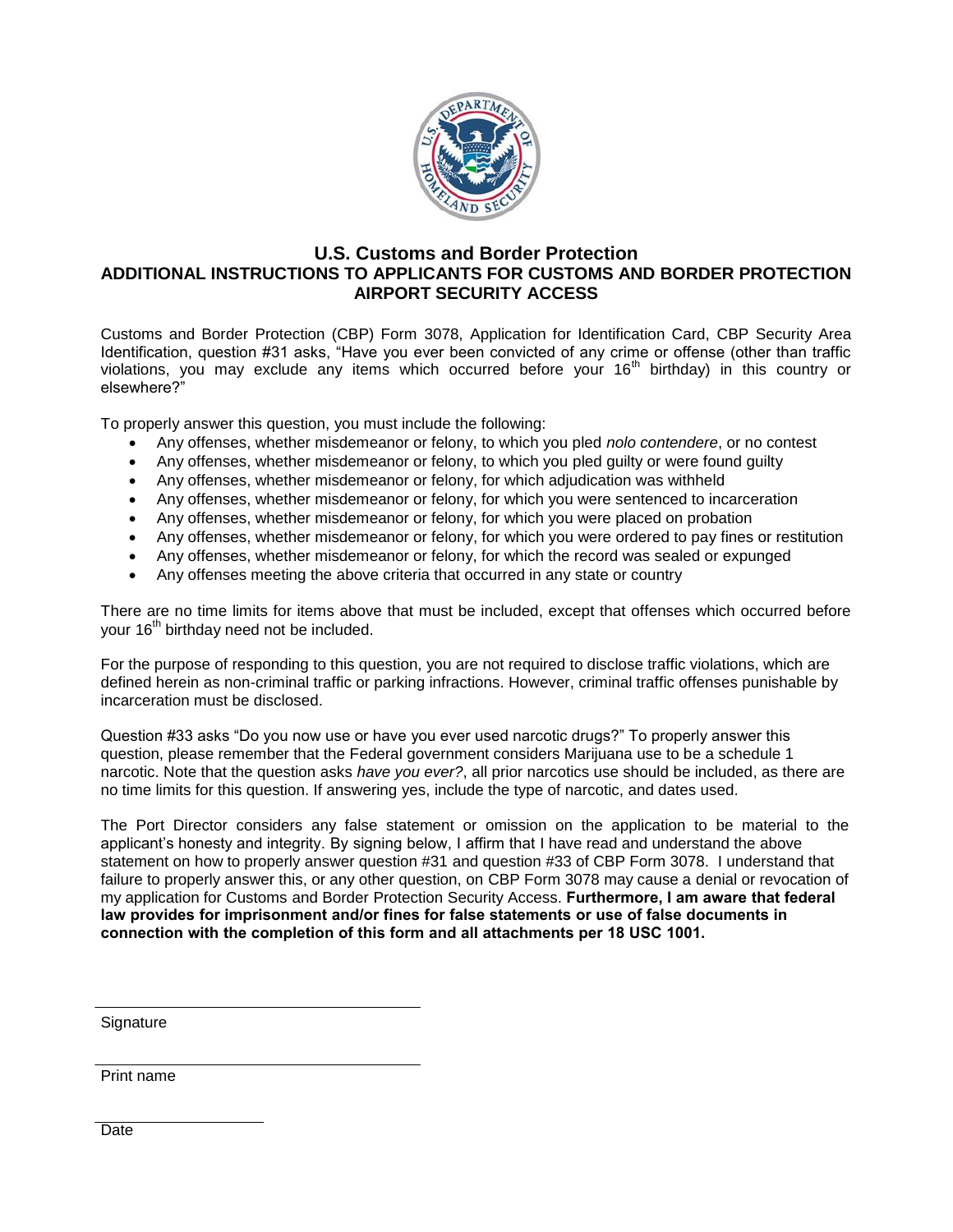## U.S. Customs and Border Protection
## ADDITIONAL INSTRUCTIONS TO APPLICANTS FOR CUSTOMS AND BORDER PROTECTION AIRPORT SECURITY ACCESS

Customs and Border Protection (CBP) Form 3078, Application for Identification Card, CBP Security Area Identification, question #31 asks, "Have you ever been convicted of any crime or offense (other than traffic violations, you may exclude any items which occurred before your 16th birthday) in this country or elsewhere?"

To properly answer this question, you must include the following:

- Any offenses, whether misdemeanor or felony, to which you pled *nolo contendere*, or no contest
- Any offenses, whether misdemeanor or felony, to which you pled guilty or were found guilty
- Any offenses, whether misdemeanor or felony, for which adjudication was withheld
- Any offenses, whether misdemeanor or felony, for which you were sentenced to incarceration
- Any offenses, whether misdemeanor or felony, for which you were placed on probation
- Any offenses, whether misdemeanor or felony, for which you were ordered to pay fines or restitution
- Any offenses, whether misdemeanor or felony, for which the record was sealed or expunged
- Any offenses meeting the above criteria that occurred in any state or country

There are no time limits for items above that must be included, except that offenses which occurred before your 16th birthday need not be included.

For the purpose of responding to this question, you are not required to disclose traffic violations, which are defined herein as non-criminal traffic or parking infractions. However, criminal traffic offenses punishable by incarceration must be disclosed.

Question #33 asks "Do you now use or have you ever used narcotic drugs?" To properly answer this question, please remember that the Federal government considers Marijuana use to be a schedule 1 narcotic. Note that the question asks *have you ever?*, all prior narcotics use should be included, as there are no time limits for this question. If answering yes, include the type of narcotic, and dates used.

The Port Director considers any false statement or omission on the application to be material to the applicant's honesty and integrity. By signing below, I affirm that I have read and understand the above statement on how to properly answer question #31 and question #33 of CBP Form 3078. I understand that failure to properly answer this, or any other question, on CBP Form 3078 may cause a denial or revocation of my application for Customs and Border Protection Security Access. **Furthermore, I am aware that federal law provides for imprisonment and/or fines for false statements or use of false documents in connection with the completion of this form and all attachments per 18 USC 1001.**

______________________________
Signature

______________________________
Print name

____________________
Date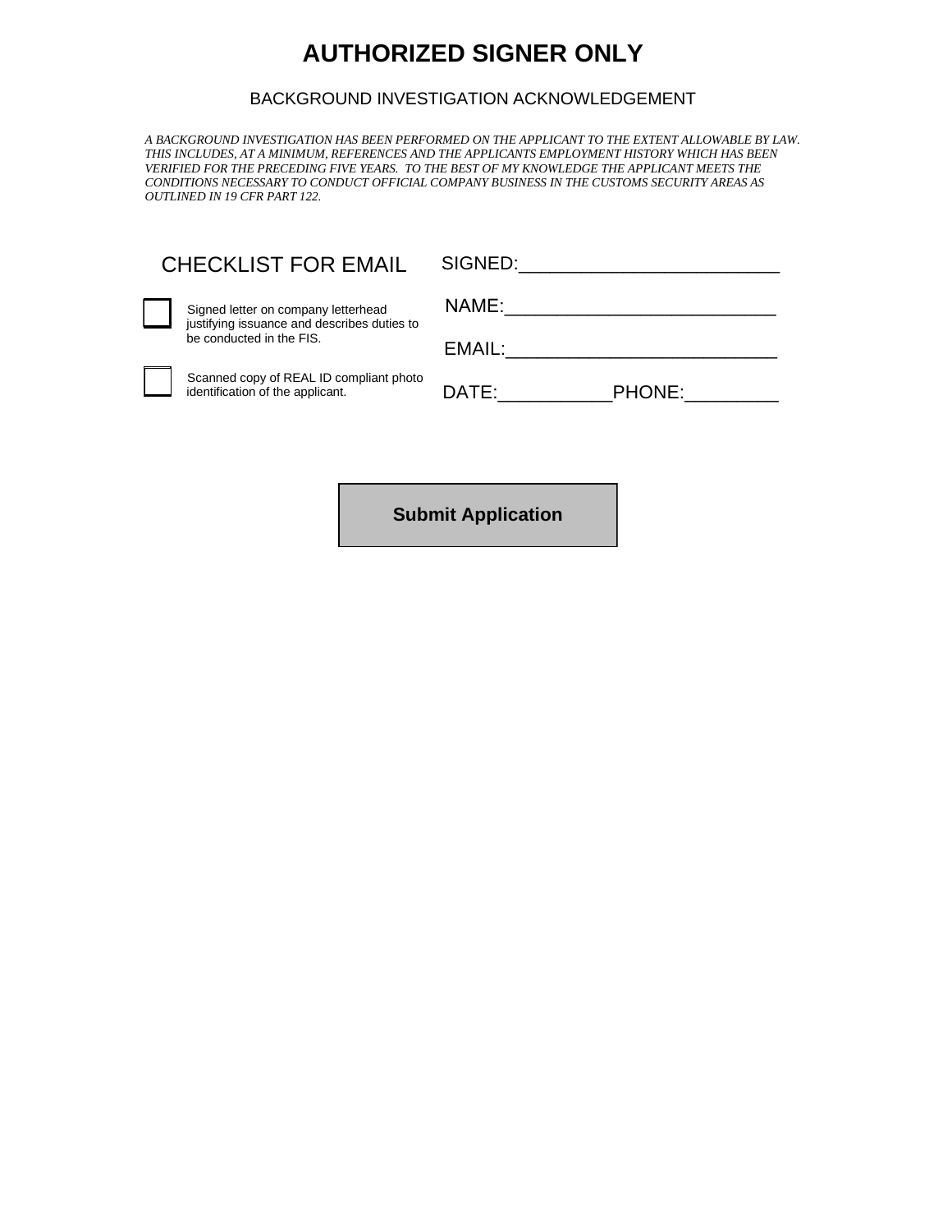# AUTHORIZED SIGNER ONLY

## BACKGROUND INVESTIGATION ACKNOWLEDGEMENT

*A BACKGROUND INVESTIGATION HAS BEEN PERFORMED ON THE APPLICANT TO THE EXTENT ALLOWABLE BY LAW. THIS INCLUDES, AT A MINIMUM, REFERENCES AND THE APPLICANTS EMPLOYMENT HISTORY WHICH HAS BEEN VERIFIED FOR THE PRECEDING FIVE YEARS. TO THE BEST OF MY KNOWLEDGE THE APPLICANT MEETS THE CONDITIONS NECESSARY TO CONDUCT OFFICIAL COMPANY BUSINESS IN THE CUSTOMS SECURITY AREAS AS OUTLINED IN 19 CFR PART 122.*

### CHECKLIST FOR EMAIL

- [ ] Signed letter on company letterhead justifying issuance and describes duties to be conducted in the FIS.
- [ ] Scanned copy of REAL ID compliant photo identification of the applicant.

SIGNED:________________________

NAME:__________________________

EMAIL:__________________________

DATE:__________PHONE:_________

**Submit Application**